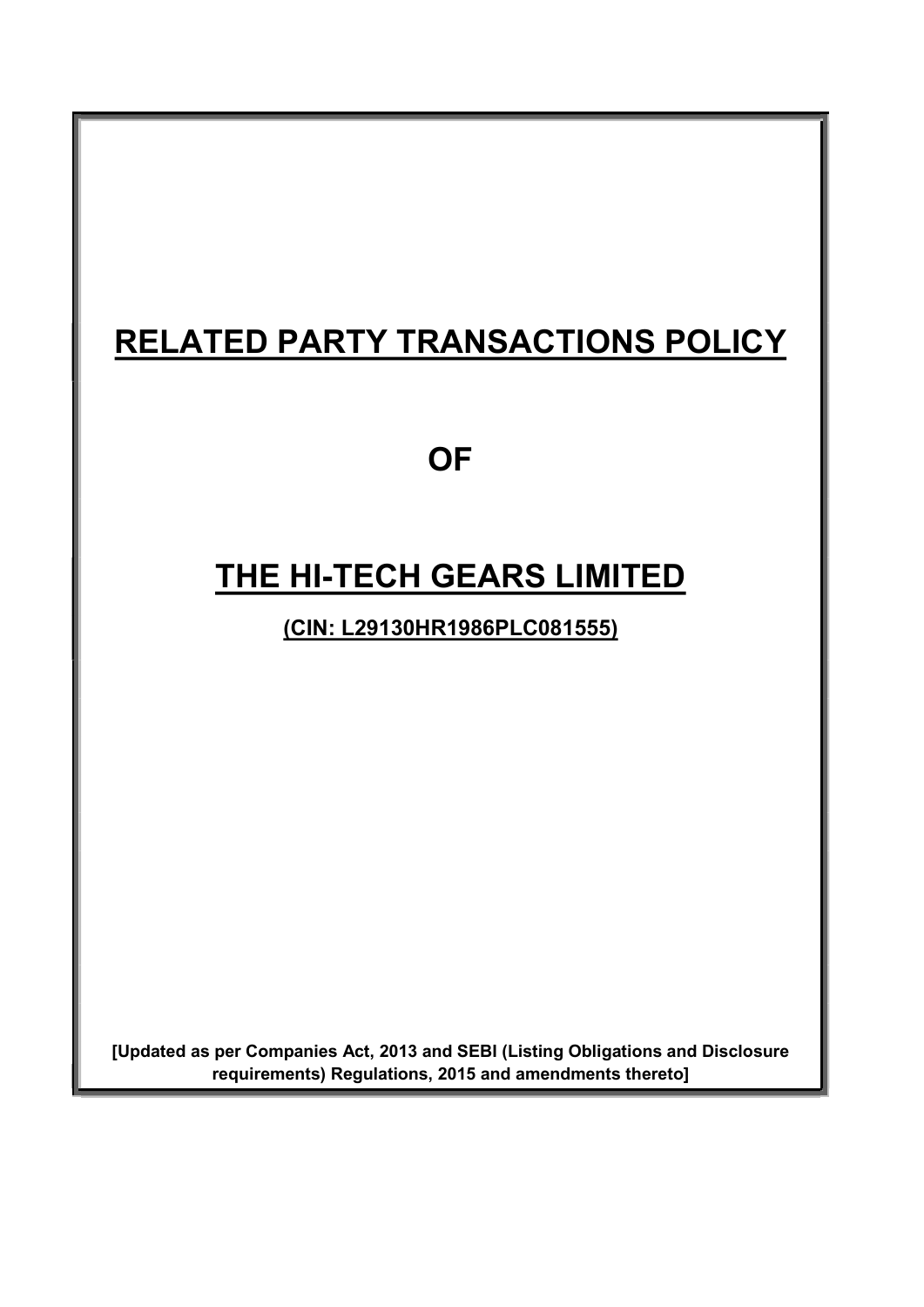# RELATED PARTY TRANSACTIONS POLICY

# OF

# THE HI-TECH GEARS LIMITED

**(CIN: L29130HR1986PLC081555)**

**[Updated as per Companies Act, 2013 and SEBI (Listing Obligations and Disclosure requirements) Regulations, 2015 and amendments thereto]**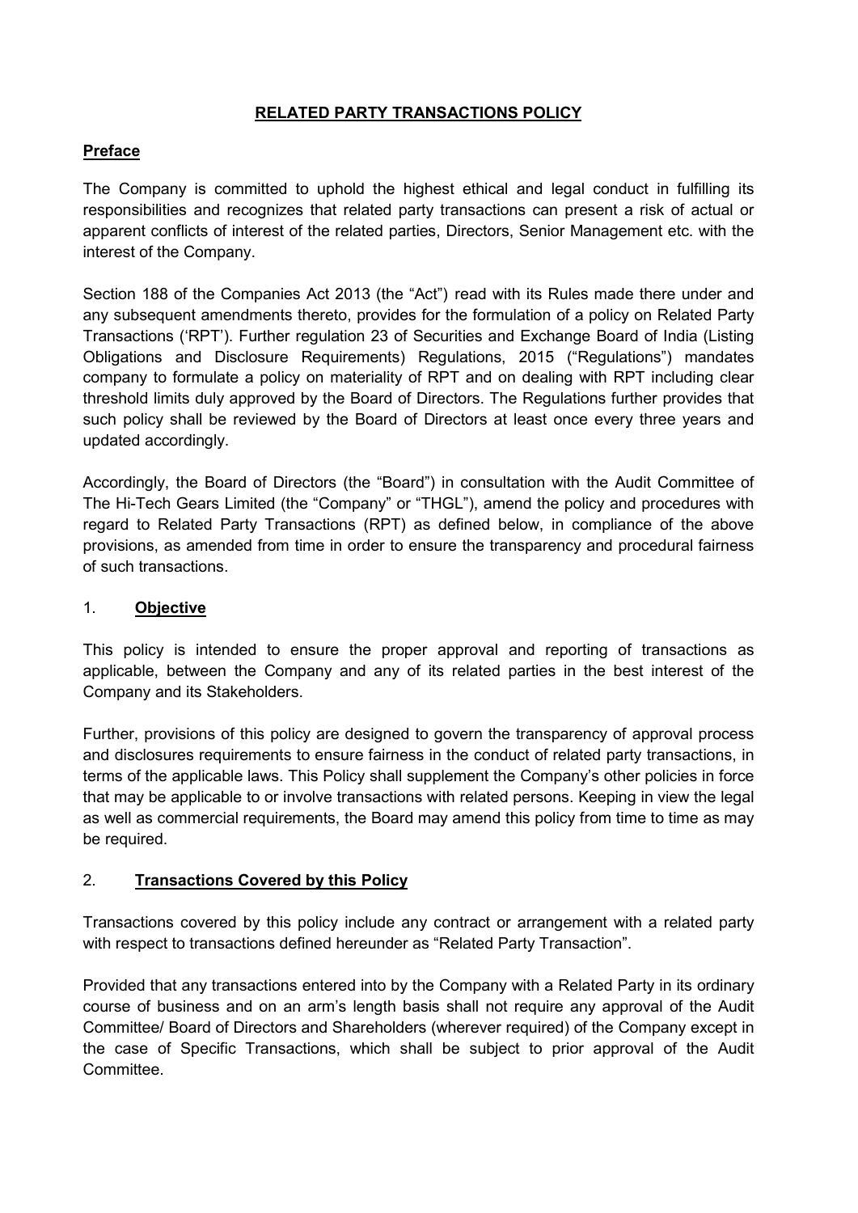# **RELATED PARTY TRANSACTIONS POLICY**

## **Preface**

The Company is committed to uphold the highest ethical and legal conduct in fulfilling its responsibilities and recognizes that related party transactions can present a risk of actual or apparent conflicts of interest of the related parties, Directors, Senior Management etc. with the interest of the Company.

Section 188 of the Companies Act 2013 (the "Act") read with its Rules made there under and any subsequent amendments thereto, provides for the formulation of a policy on Related Party Transactions ('RPT'). Further regulation 23 of Securities and Exchange Board of India (Listing Obligations and Disclosure Requirements) Regulations, 2015 ("Regulations") mandates company to formulate a policy on materiality of RPT and on dealing with RPT including clear threshold limits duly approved by the Board of Directors. The Regulations further provides that such policy shall be reviewed by the Board of Directors at least once every three years and updated accordingly.

Accordingly, the Board of Directors (the "Board") in consultation with the Audit Committee of The Hi-Tech Gears Limited (the "Company" or "THGL"), amend the policy and procedures with regard to Related Party Transactions (RPT) as defined below, in compliance of the above provisions, as amended from time in order to ensure the transparency and procedural fairness of such transactions.

## 1. **Objective**

This policy is intended to ensure the proper approval and reporting of transactions as applicable, between the Company and any of its related parties in the best interest of the Company and its Stakeholders.

Further, provisions of this policy are designed to govern the transparency of approval process and disclosures requirements to ensure fairness in the conduct of related party transactions, in terms of the applicable laws. This Policy shall supplement the Company's other policies in force that may be applicable to or involve transactions with related persons. Keeping in view the legal as well as commercial requirements, the Board may amend this policy from time to time as may be required.

## 2. **Transactions Covered by this Policy**

Transactions covered by this policy include any contract or arrangement with a related party with respect to transactions defined hereunder as "Related Party Transaction".

Provided that any transactions entered into by the Company with a Related Party in its ordinary course of business and on an arm's length basis shall not require any approval of the Audit Committee/ Board of Directors and Shareholders (wherever required) of the Company except in the case of Specific Transactions, which shall be subject to prior approval of the Audit Committee.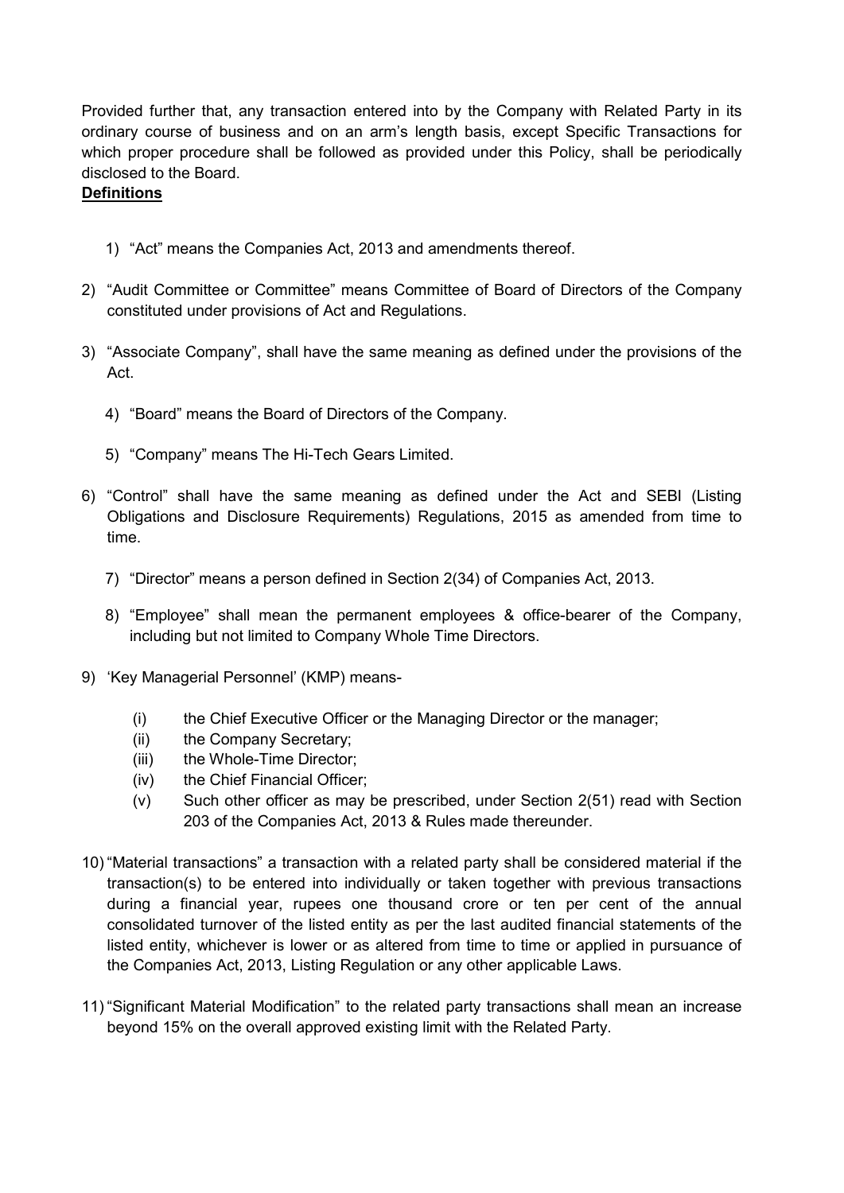Provided further that, any transaction entered into by the Company with Related Party in its ordinary course of business and on an arm's length basis, except Specific Transactions for which proper procedure shall be followed as provided under this Policy, shall be periodically disclosed to the Board.

**Definitions**

1) "Act" means the Companies Act, 2013 and amendments thereof.

2) "Audit Committee or Committee" means Committee of Board of Directors of the Company constituted under provisions of Act and Regulations.

3) "Associate Company", shall have the same meaning as defined under the provisions of the Act.

4) "Board" means the Board of Directors of the Company.

5) "Company" means The Hi-Tech Gears Limited.

6) "Control" shall have the same meaning as defined under the Act and SEBI (Listing Obligations and Disclosure Requirements) Regulations, 2015 as amended from time to time.

7) "Director" means a person defined in Section 2(34) of Companies Act, 2013.

8) "Employee" shall mean the permanent employees & office-bearer of the Company, including but not limited to Company Whole Time Directors.

9) 'Key Managerial Personnel' (KMP) means-
   - (i) the Chief Executive Officer or the Managing Director or the manager;
   - (ii) the Company Secretary;
   - (iii) the Whole-Time Director;
   - (iv) the Chief Financial Officer;
   - (v) Such other officer as may be prescribed, under Section 2(51) read with Section 203 of the Companies Act, 2013 & Rules made thereunder.

10) "Material transactions" a transaction with a related party shall be considered material if the transaction(s) to be entered into individually or taken together with previous transactions during a financial year, rupees one thousand crore or ten per cent of the annual consolidated turnover of the listed entity as per the last audited financial statements of the listed entity, whichever is lower or as altered from time to time or applied in pursuance of the Companies Act, 2013, Listing Regulation or any other applicable Laws.

11) "Significant Material Modification" to the related party transactions shall mean an increase beyond 15% on the overall approved existing limit with the Related Party.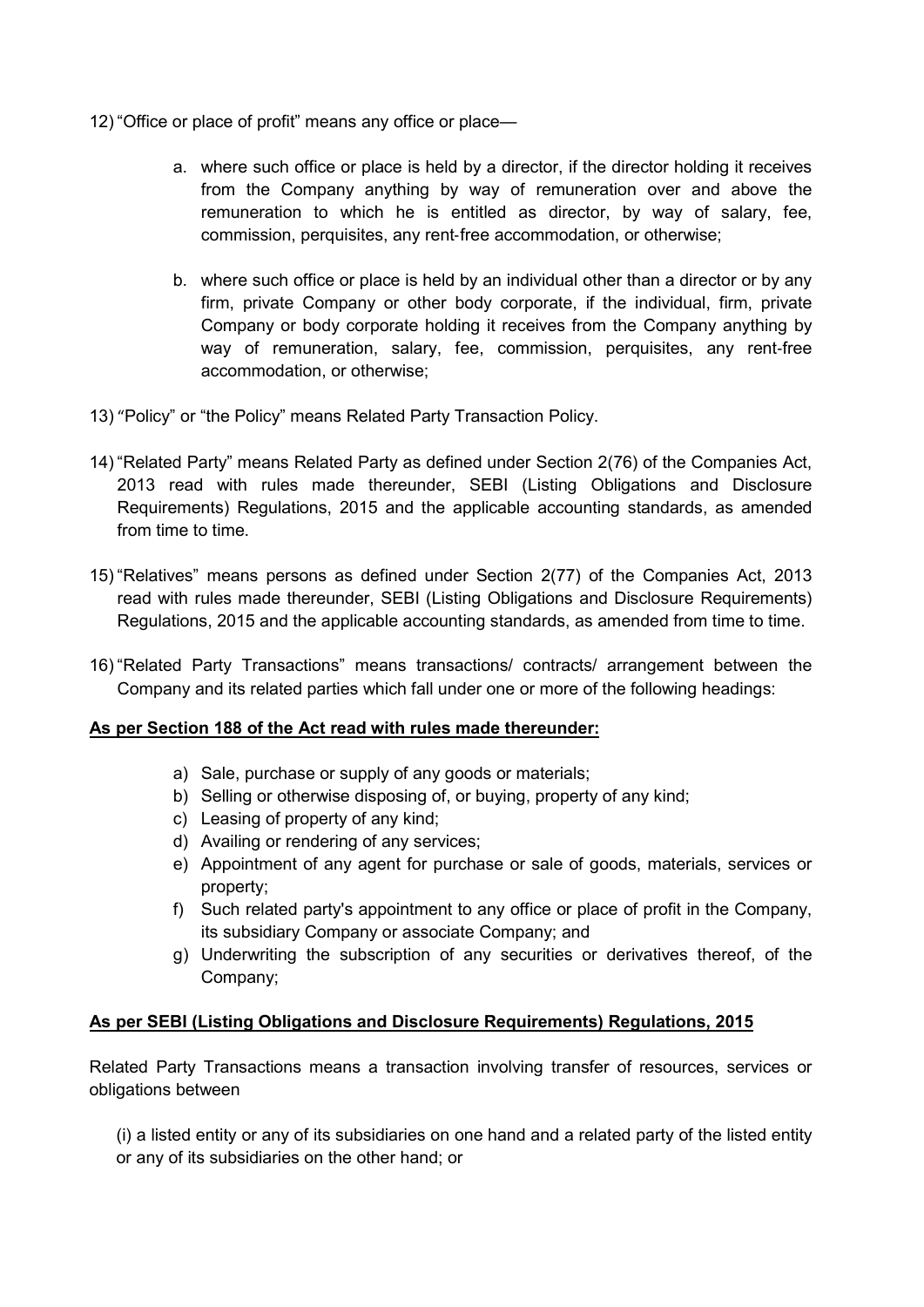12) “Office or place of profit” means any office or place—

    a. where such office or place is held by a director, if the director holding it receives from the Company anything by way of remuneration over and above the remuneration to which he is entitled as director, by way of salary, fee, commission, perquisites, any rent-free accommodation, or otherwise;

    b. where such office or place is held by an individual other than a director or by any firm, private Company or other body corporate, if the individual, firm, private Company or body corporate holding it receives from the Company anything by way of remuneration, salary, fee, commission, perquisites, any rent-free accommodation, or otherwise;

13) “Policy” or “the Policy” means Related Party Transaction Policy.

14) “Related Party” means Related Party as defined under Section 2(76) of the Companies Act, 2013 read with rules made thereunder, SEBI (Listing Obligations and Disclosure Requirements) Regulations, 2015 and the applicable accounting standards, as amended from time to time.

15) “Relatives” means persons as defined under Section 2(77) of the Companies Act, 2013 read with rules made thereunder, SEBI (Listing Obligations and Disclosure Requirements) Regulations, 2015 and the applicable accounting standards, as amended from time to time.

16) “Related Party Transactions” means transactions/ contracts/ arrangement between the Company and its related parties which fall under one or more of the following headings:

**As per Section 188 of the Act read with rules made thereunder:**

a) Sale, purchase or supply of any goods or materials;
b) Selling or otherwise disposing of, or buying, property of any kind;
c) Leasing of property of any kind;
d) Availing or rendering of any services;
e) Appointment of any agent for purchase or sale of goods, materials, services or property;
f) Such related party's appointment to any office or place of profit in the Company, its subsidiary Company or associate Company; and
g) Underwriting the subscription of any securities or derivatives thereof, of the Company;

**As per SEBI (Listing Obligations and Disclosure Requirements) Regulations, 2015**

Related Party Transactions means a transaction involving transfer of resources, services or obligations between

(i) a listed entity or any of its subsidiaries on one hand and a related party of the listed entity or any of its subsidiaries on the other hand; or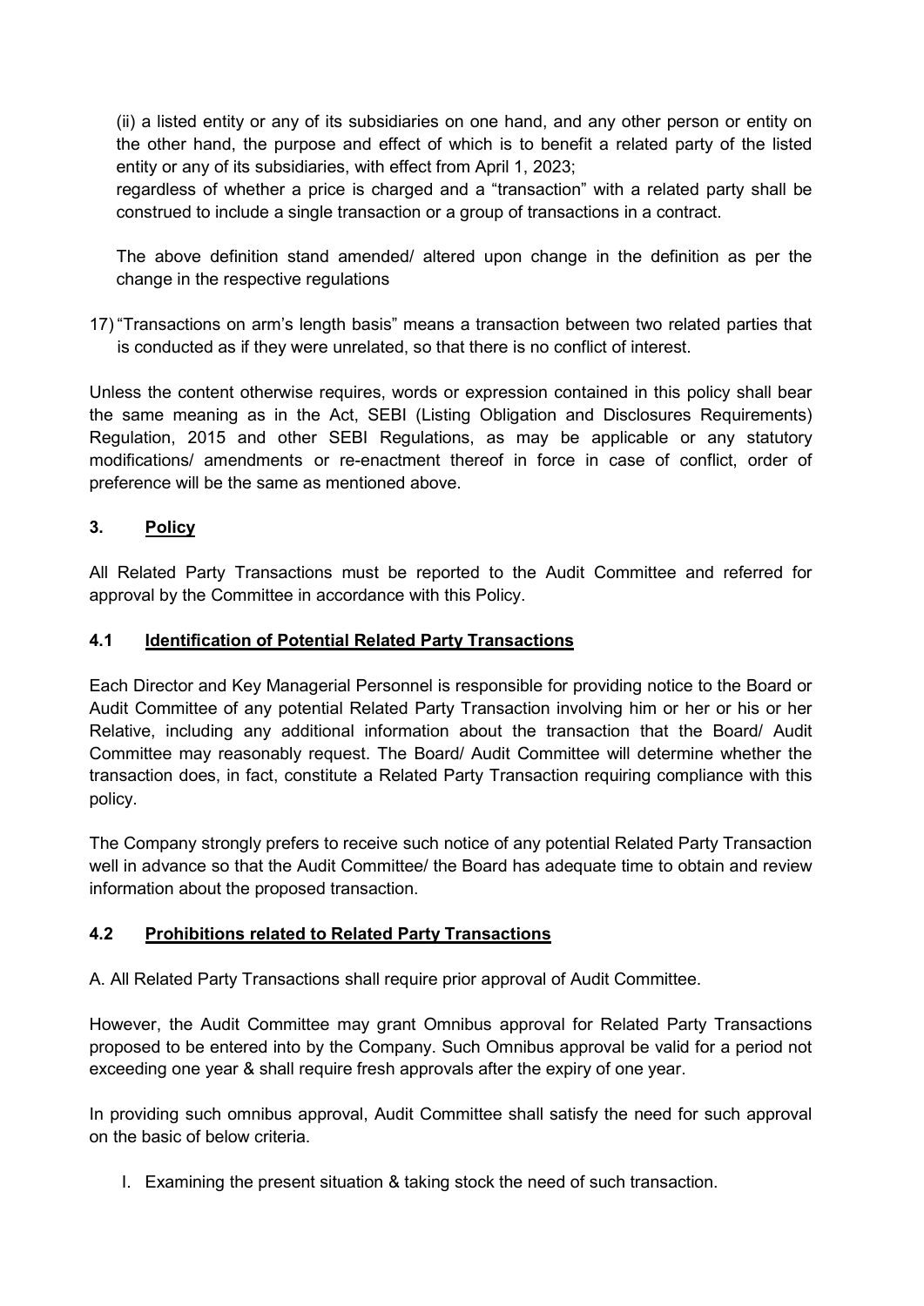(ii) a listed entity or any of its subsidiaries on one hand, and any other person or entity on the other hand, the purpose and effect of which is to benefit a related party of the listed entity or any of its subsidiaries, with effect from April 1, 2023;

regardless of whether a price is charged and a "transaction" with a related party shall be construed to include a single transaction or a group of transactions in a contract.

The above definition stand amended/ altered upon change in the definition as per the change in the respective regulations

17) "Transactions on arm's length basis" means a transaction between two related parties that is conducted as if they were unrelated, so that there is no conflict of interest.

Unless the content otherwise requires, words or expression contained in this policy shall bear the same meaning as in the Act, SEBI (Listing Obligation and Disclosures Requirements) Regulation, 2015 and other SEBI Regulations, as may be applicable or any statutory modifications/ amendments or re-enactment thereof in force in case of conflict, order of preference will be the same as mentioned above.

## 3. Policy

All Related Party Transactions must be reported to the Audit Committee and referred for approval by the Committee in accordance with this Policy.

### 4.1 Identification of Potential Related Party Transactions

Each Director and Key Managerial Personnel is responsible for providing notice to the Board or Audit Committee of any potential Related Party Transaction involving him or her or his or her Relative, including any additional information about the transaction that the Board/ Audit Committee may reasonably request. The Board/ Audit Committee will determine whether the transaction does, in fact, constitute a Related Party Transaction requiring compliance with this policy.

The Company strongly prefers to receive such notice of any potential Related Party Transaction well in advance so that the Audit Committee/ the Board has adequate time to obtain and review information about the proposed transaction.

### 4.2 Prohibitions related to Related Party Transactions

A. All Related Party Transactions shall require prior approval of Audit Committee.

However, the Audit Committee may grant Omnibus approval for Related Party Transactions proposed to be entered into by the Company. Such Omnibus approval be valid for a period not exceeding one year & shall require fresh approvals after the expiry of one year.

In providing such omnibus approval, Audit Committee shall satisfy the need for such approval on the basic of below criteria.

I. Examining the present situation & taking stock the need of such transaction.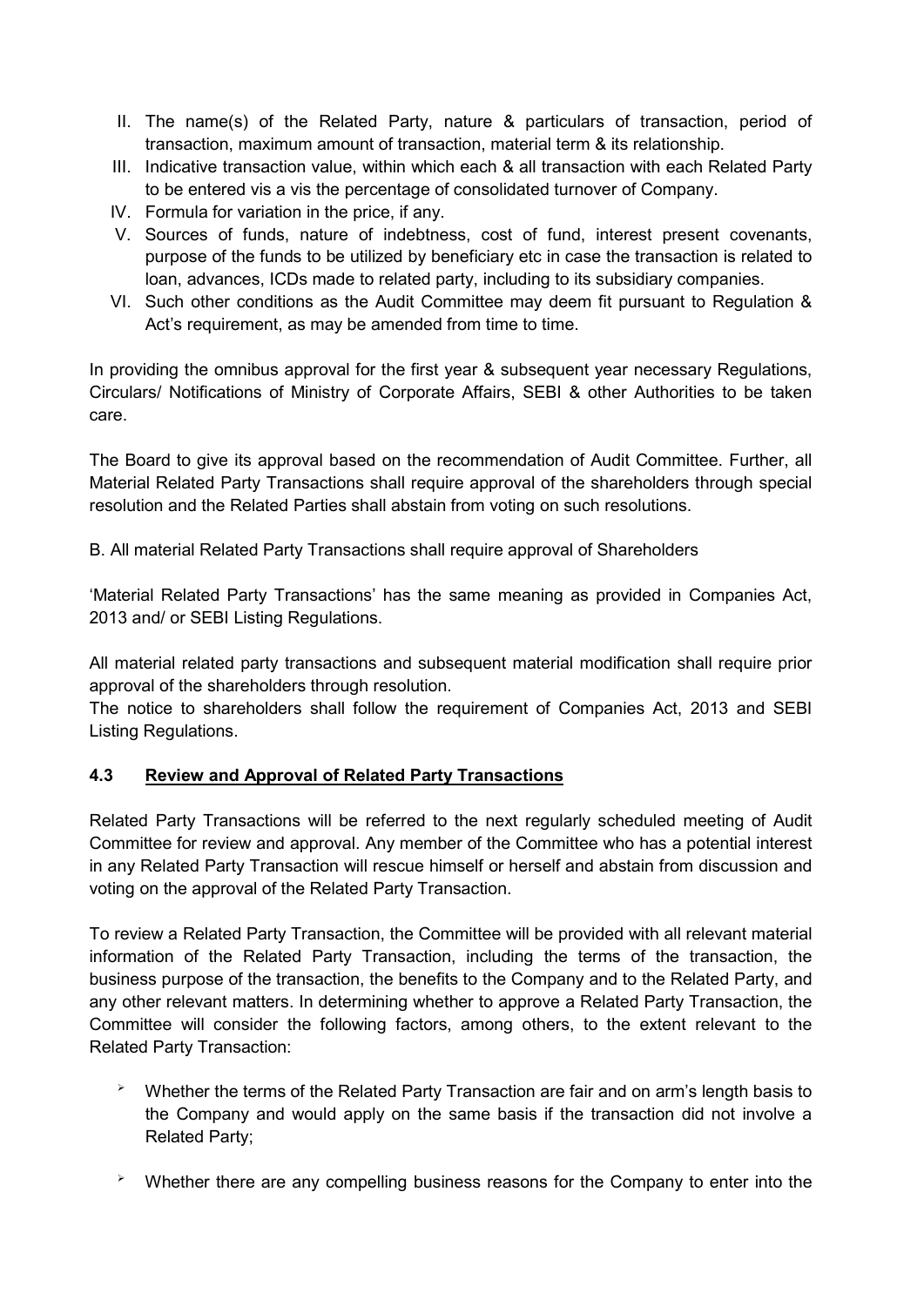II. The name(s) of the Related Party, nature & particulars of transaction, period of transaction, maximum amount of transaction, material term & its relationship.
III. Indicative transaction value, within which each & all transaction with each Related Party to be entered vis a vis the percentage of consolidated turnover of Company.
IV. Formula for variation in the price, if any.
V. Sources of funds, nature of indebtness, cost of fund, interest present covenants, purpose of the funds to be utilized by beneficiary etc in case the transaction is related to loan, advances, ICDs made to related party, including to its subsidiary companies.
VI. Such other conditions as the Audit Committee may deem fit pursuant to Regulation & Act's requirement, as may be amended from time to time.

In providing the omnibus approval for the first year & subsequent year necessary Regulations, Circulars/ Notifications of Ministry of Corporate Affairs, SEBI & other Authorities to be taken care.

The Board to give its approval based on the recommendation of Audit Committee. Further, all Material Related Party Transactions shall require approval of the shareholders through special resolution and the Related Parties shall abstain from voting on such resolutions.

B. All material Related Party Transactions shall require approval of Shareholders

'Material Related Party Transactions' has the same meaning as provided in Companies Act, 2013 and/ or SEBI Listing Regulations.

All material related party transactions and subsequent material modification shall require prior approval of the shareholders through resolution.
The notice to shareholders shall follow the requirement of Companies Act, 2013 and SEBI Listing Regulations.

### 4.3 Review and Approval of Related Party Transactions

Related Party Transactions will be referred to the next regularly scheduled meeting of Audit Committee for review and approval. Any member of the Committee who has a potential interest in any Related Party Transaction will rescue himself or herself and abstain from discussion and voting on the approval of the Related Party Transaction.

To review a Related Party Transaction, the Committee will be provided with all relevant material information of the Related Party Transaction, including the terms of the transaction, the business purpose of the transaction, the benefits to the Company and to the Related Party, and any other relevant matters. In determining whether to approve a Related Party Transaction, the Committee will consider the following factors, among others, to the extent relevant to the Related Party Transaction:

- Whether the terms of the Related Party Transaction are fair and on arm's length basis to the Company and would apply on the same basis if the transaction did not involve a Related Party;
- Whether there are any compelling business reasons for the Company to enter into the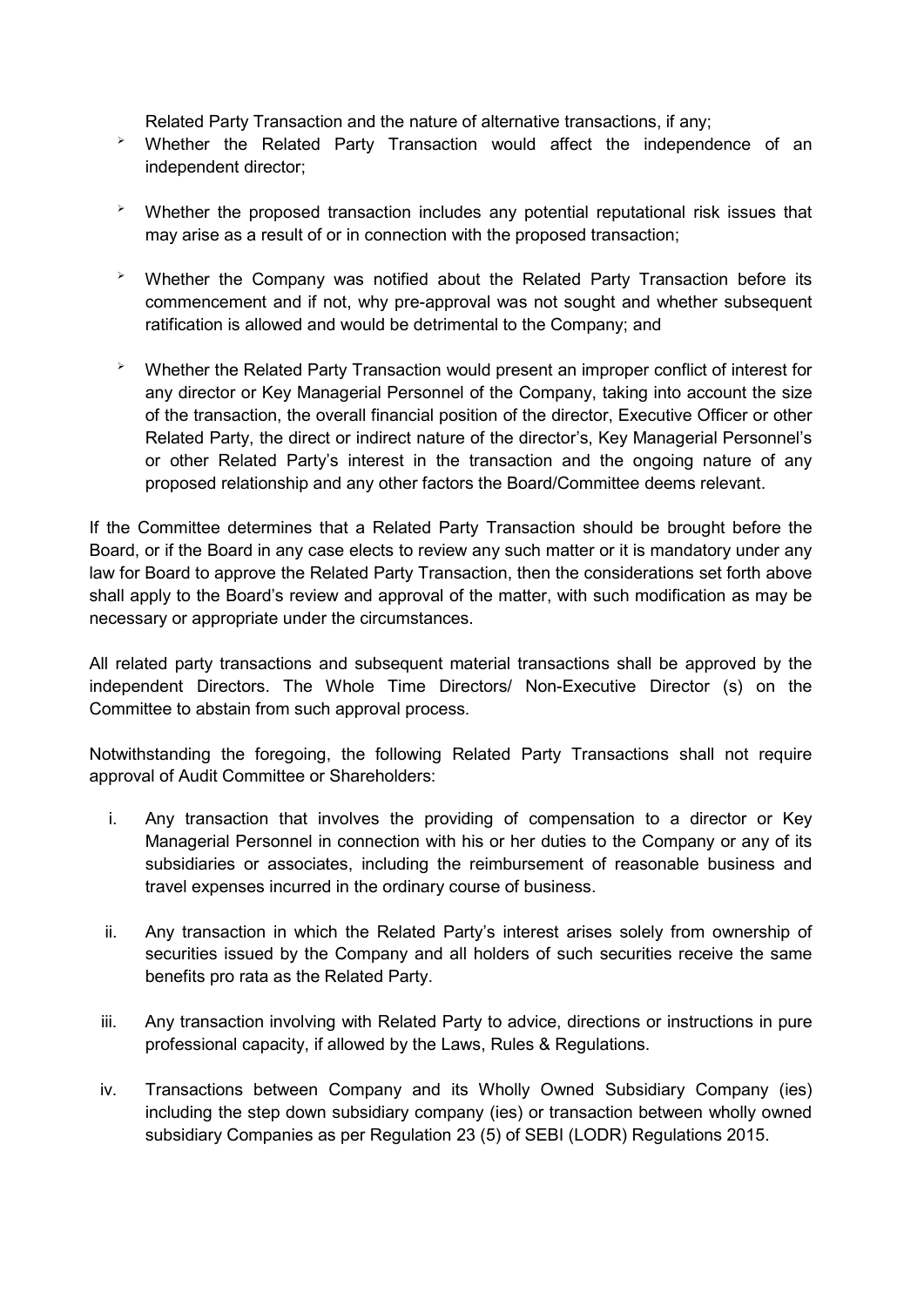Related Party Transaction and the nature of alternative transactions, if any;

- Whether the Related Party Transaction would affect the independence of an independent director;

- Whether the proposed transaction includes any potential reputational risk issues that may arise as a result of or in connection with the proposed transaction;

- Whether the Company was notified about the Related Party Transaction before its commencement and if not, why pre-approval was not sought and whether subsequent ratification is allowed and would be detrimental to the Company; and

- Whether the Related Party Transaction would present an improper conflict of interest for any director or Key Managerial Personnel of the Company, taking into account the size of the transaction, the overall financial position of the director, Executive Officer or other Related Party, the direct or indirect nature of the director's, Key Managerial Personnel's or other Related Party's interest in the transaction and the ongoing nature of any proposed relationship and any other factors the Board/Committee deems relevant.

If the Committee determines that a Related Party Transaction should be brought before the Board, or if the Board in any case elects to review any such matter or it is mandatory under any law for Board to approve the Related Party Transaction, then the considerations set forth above shall apply to the Board's review and approval of the matter, with such modification as may be necessary or appropriate under the circumstances.

All related party transactions and subsequent material transactions shall be approved by the independent Directors. The Whole Time Directors/ Non-Executive Director (s) on the Committee to abstain from such approval process.

Notwithstanding the foregoing, the following Related Party Transactions shall not require approval of Audit Committee or Shareholders:

i. Any transaction that involves the providing of compensation to a director or Key Managerial Personnel in connection with his or her duties to the Company or any of its subsidiaries or associates, including the reimbursement of reasonable business and travel expenses incurred in the ordinary course of business.

ii. Any transaction in which the Related Party's interest arises solely from ownership of securities issued by the Company and all holders of such securities receive the same benefits pro rata as the Related Party.

iii. Any transaction involving with Related Party to advice, directions or instructions in pure professional capacity, if allowed by the Laws, Rules & Regulations.

iv. Transactions between Company and its Wholly Owned Subsidiary Company (ies) including the step down subsidiary company (ies) or transaction between wholly owned subsidiary Companies as per Regulation 23 (5) of SEBI (LODR) Regulations 2015.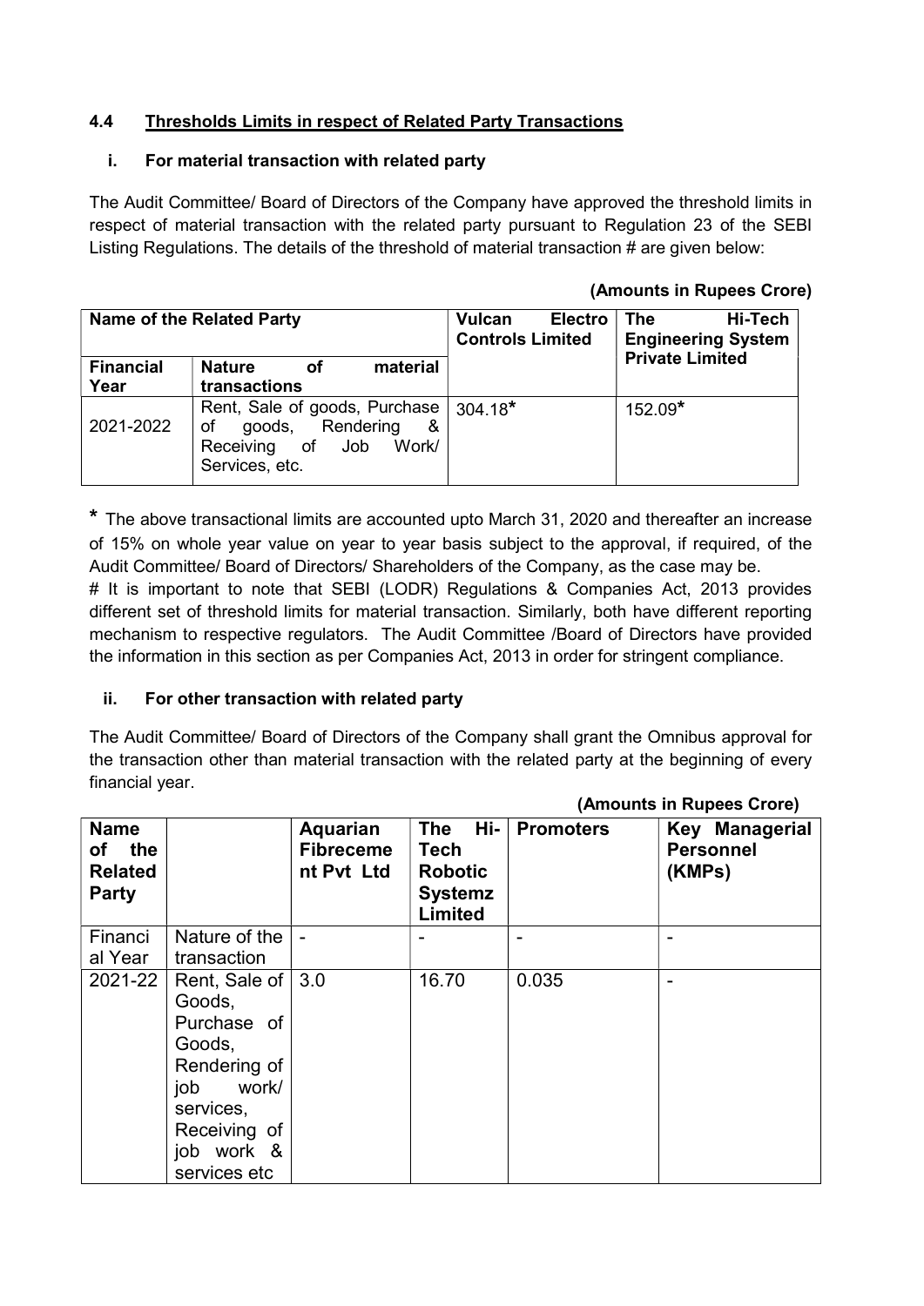### 4.4 Thresholds Limits in respect of Related Party Transactions

**i. For material transaction with related party**

The Audit Committee/ Board of Directors of the Company have approved the threshold limits in respect of material transaction with the related party pursuant to Regulation 23 of the SEBI Listing Regulations. The details of the threshold of material transaction # are given below:

**(Amounts in Rupees Crore)**

| **Name of the Related Party** | | **Vulcan Electro Controls Limited** | **The Hi-Tech Engineering System Private Limited** |
|---|---|---|---|
| **Financial Year** | **Nature of material transactions** | | |
| 2021-2022 | Rent, Sale of goods, Purchase of goods, Rendering & Receiving of Job Work/ Services, etc. | 304.18* | 152.09* |

**\*** The above transactional limits are accounted upto March 31, 2020 and thereafter an increase of 15% on whole year value on year to year basis subject to the approval, if required, of the Audit Committee/ Board of Directors/ Shareholders of the Company, as the case may be.

# It is important to note that SEBI (LODR) Regulations & Companies Act, 2013 provides different set of threshold limits for material transaction. Similarly, both have different reporting mechanism to respective regulators. The Audit Committee /Board of Directors have provided the information in this section as per Companies Act, 2013 in order for stringent compliance.

**ii. For other transaction with related party**

The Audit Committee/ Board of Directors of the Company shall grant the Omnibus approval for the transaction other than material transaction with the related party at the beginning of every financial year.

**(Amounts in Rupees Crore)**

| **Name of the Related Party** | | **Aquarian Fibrecement Pvt Ltd** | **The Hi-Tech Robotic Systemz Limited** | **Promoters** | **Key Managerial Personnel (KMPs)** |
|---|---|---|---|---|---|
| Financial Year | Nature of the transaction | - | - | - | - |
| 2021-22 | Rent, Sale of Goods, Purchase of Goods, Rendering of job work/ services, Receiving of job work & services etc | 3.0 | 16.70 | 0.035 | - |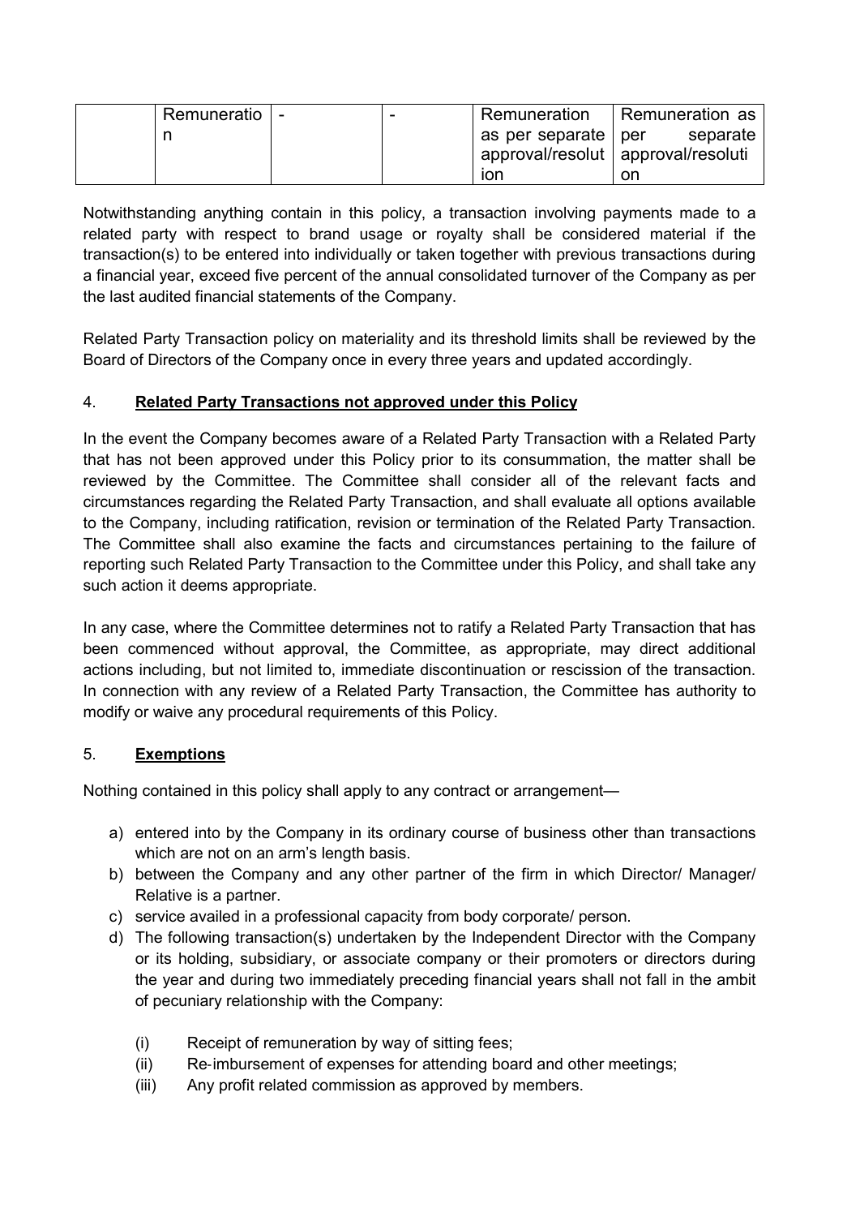|  | Remuneration | - | - | Remuneration as per separate approval/resolution | Remuneration as per separate approval/resolution |
|---|---|---|---|---|---|

Notwithstanding anything contain in this policy, a transaction involving payments made to a related party with respect to brand usage or royalty shall be considered material if the transaction(s) to be entered into individually or taken together with previous transactions during a financial year, exceed five percent of the annual consolidated turnover of the Company as per the last audited financial statements of the Company.

Related Party Transaction policy on materiality and its threshold limits shall be reviewed by the Board of Directors of the Company once in every three years and updated accordingly.

## 4. **Related Party Transactions not approved under this Policy**

In the event the Company becomes aware of a Related Party Transaction with a Related Party that has not been approved under this Policy prior to its consummation, the matter shall be reviewed by the Committee. The Committee shall consider all of the relevant facts and circumstances regarding the Related Party Transaction, and shall evaluate all options available to the Company, including ratification, revision or termination of the Related Party Transaction. The Committee shall also examine the facts and circumstances pertaining to the failure of reporting such Related Party Transaction to the Committee under this Policy, and shall take any such action it deems appropriate.

In any case, where the Committee determines not to ratify a Related Party Transaction that has been commenced without approval, the Committee, as appropriate, may direct additional actions including, but not limited to, immediate discontinuation or rescission of the transaction. In connection with any review of a Related Party Transaction, the Committee has authority to modify or waive any procedural requirements of this Policy.

## 5. **Exemptions**

Nothing contained in this policy shall apply to any contract or arrangement—

a) entered into by the Company in its ordinary course of business other than transactions which are not on an arm's length basis.
b) between the Company and any other partner of the firm in which Director/ Manager/ Relative is a partner.
c) service availed in a professional capacity from body corporate/ person.
d) The following transaction(s) undertaken by the Independent Director with the Company or its holding, subsidiary, or associate company or their promoters or directors during the year and during two immediately preceding financial years shall not fall in the ambit of pecuniary relationship with the Company:
    (i) Receipt of remuneration by way of sitting fees;
    (ii) Re-imbursement of expenses for attending board and other meetings;
    (iii) Any profit related commission as approved by members.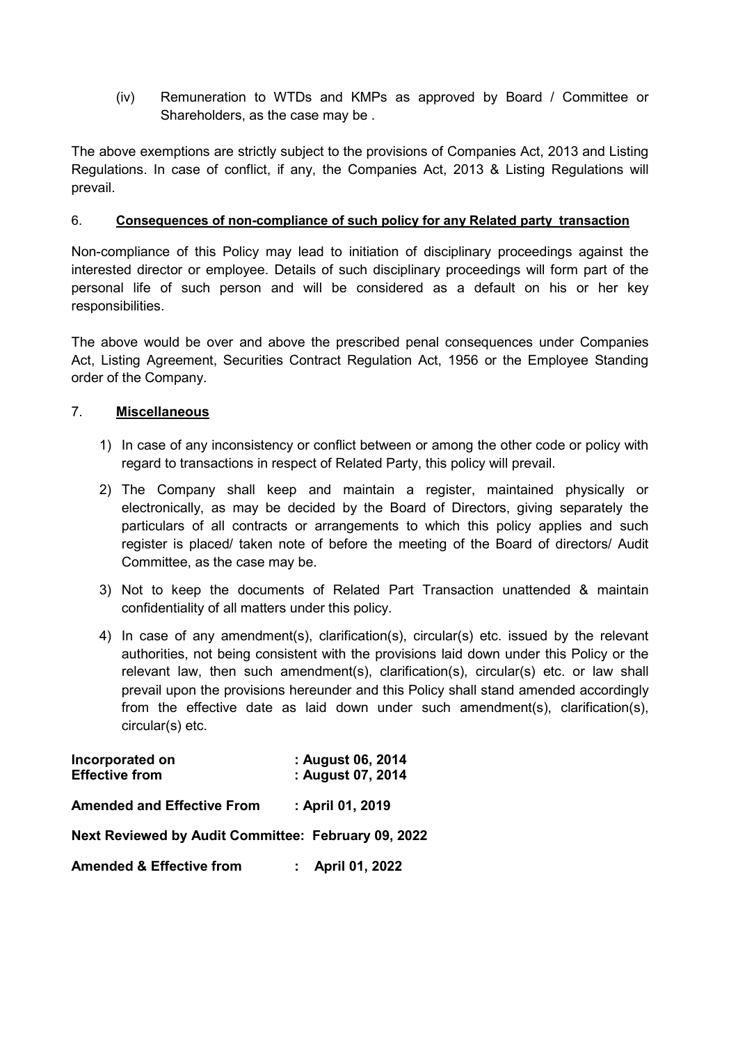(iv) Remuneration to WTDs and KMPs as approved by Board / Committee or Shareholders, as the case may be .

The above exemptions are strictly subject to the provisions of Companies Act, 2013 and Listing Regulations. In case of conflict, if any, the Companies Act, 2013 & Listing Regulations will prevail.

## 6. Consequences of non-compliance of such policy for any Related party transaction

Non-compliance of this Policy may lead to initiation of disciplinary proceedings against the interested director or employee. Details of such disciplinary proceedings will form part of the personal life of such person and will be considered as a default on his or her key responsibilities.

The above would be over and above the prescribed penal consequences under Companies Act, Listing Agreement, Securities Contract Regulation Act, 1956 or the Employee Standing order of the Company.

## 7. Miscellaneous

1) In case of any inconsistency or conflict between or among the other code or policy with regard to transactions in respect of Related Party, this policy will prevail.
2) The Company shall keep and maintain a register, maintained physically or electronically, as may be decided by the Board of Directors, giving separately the particulars of all contracts or arrangements to which this policy applies and such register is placed/ taken note of before the meeting of the Board of directors/ Audit Committee, as the case may be.
3) Not to keep the documents of Related Part Transaction unattended & maintain confidentiality of all matters under this policy.
4) In case of any amendment(s), clarification(s), circular(s) etc. issued by the relevant authorities, not being consistent with the provisions laid down under this Policy or the relevant law, then such amendment(s), clarification(s), circular(s) etc. or law shall prevail upon the provisions hereunder and this Policy shall stand amended accordingly from the effective date as laid down under such amendment(s), clarification(s), circular(s) etc.

**Incorporated on : August 06, 2014**
**Effective from : August 07, 2014**

**Amended and Effective From : April 01, 2019**

**Next Reviewed by Audit Committee: February 09, 2022**

**Amended & Effective from : April 01, 2022**